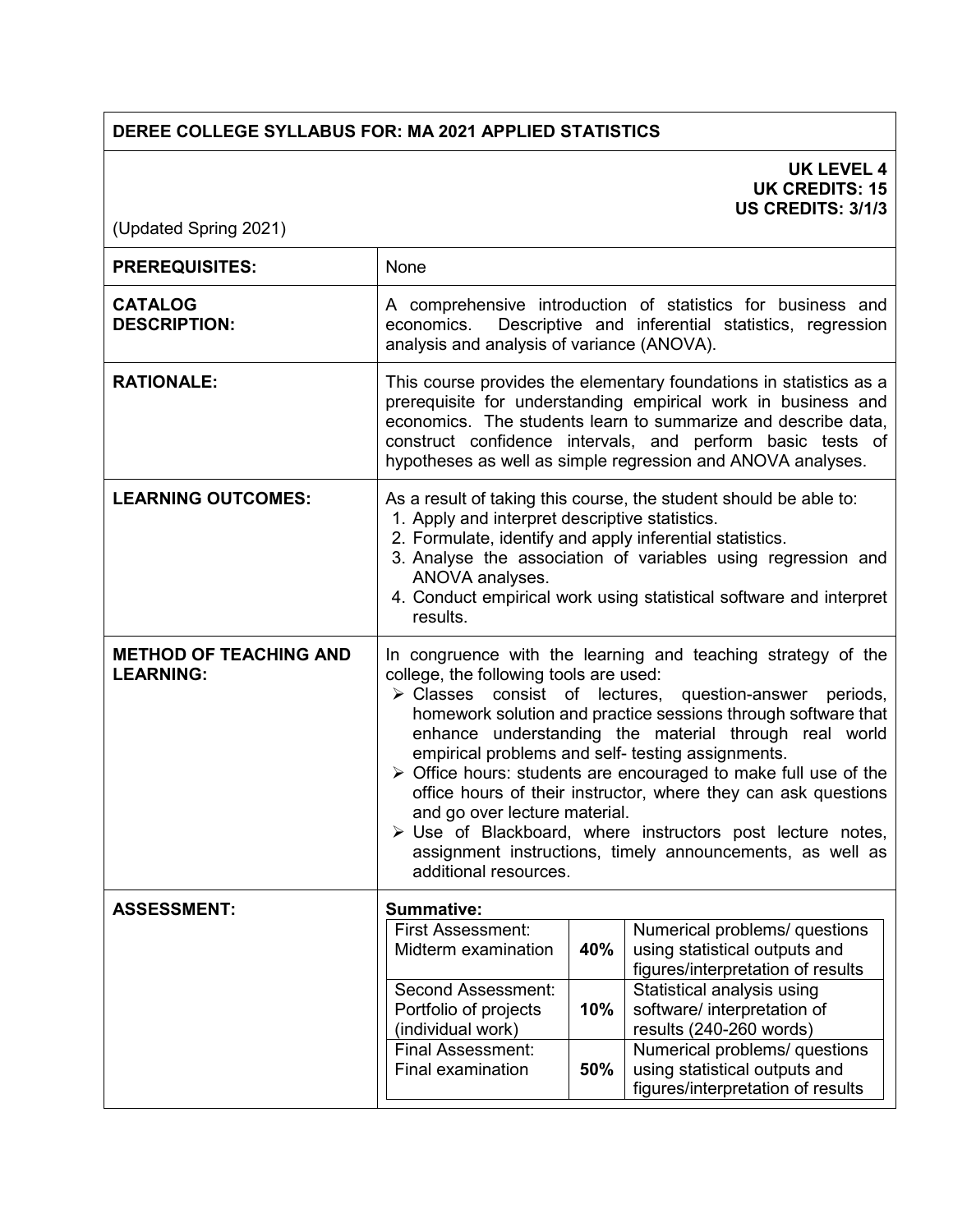# DEREE COLLEGE SYLLABUS FOR: MA 2021 APPLIED STATISTICS

**UK LEVEL 4**
**UK CREDITS: 15**
**US CREDITS: 3/1/3**

(Updated Spring 2021)

| | |
|---|---|
| **PREREQUISITES:** | None |
| **CATALOG DESCRIPTION:** | A comprehensive introduction of statistics for business and economics. Descriptive and inferential statistics, regression analysis and analysis of variance (ANOVA). |
| **RATIONALE:** | This course provides the elementary foundations in statistics as a prerequisite for understanding empirical work in business and economics. The students learn to summarize and describe data, construct confidence intervals, and perform basic tests of hypotheses as well as simple regression and ANOVA analyses. |
| **LEARNING OUTCOMES:** | As a result of taking this course, the student should be able to:<br>1. Apply and interpret descriptive statistics.<br>2. Formulate, identify and apply inferential statistics.<br>3. Analyse the association of variables using regression and ANOVA analyses.<br>4. Conduct empirical work using statistical software and interpret results. |
| **METHOD OF TEACHING AND LEARNING:** | In congruence with the learning and teaching strategy of the college, the following tools are used:<br>➢ Classes consist of lectures, question-answer periods, homework solution and practice sessions through software that enhance understanding the material through real world empirical problems and self- testing assignments.<br>➢ Office hours: students are encouraged to make full use of the office hours of their instructor, where they can ask questions and go over lecture material.<br>➢ Use of Blackboard, where instructors post lecture notes, assignment instructions, timely announcements, as well as additional resources. |
| **ASSESSMENT:** | **Summative:** |

| Assessment | Weight | Description |
|---|---|---|
| First Assessment: Midterm examination | **40%** | Numerical problems/ questions using statistical outputs and figures/interpretation of results |
| Second Assessment: Portfolio of projects (individual work) | **10%** | Statistical analysis using software/ interpretation of results (240-260 words) |
| Final Assessment: Final examination | **50%** | Numerical problems/ questions using statistical outputs and figures/interpretation of results |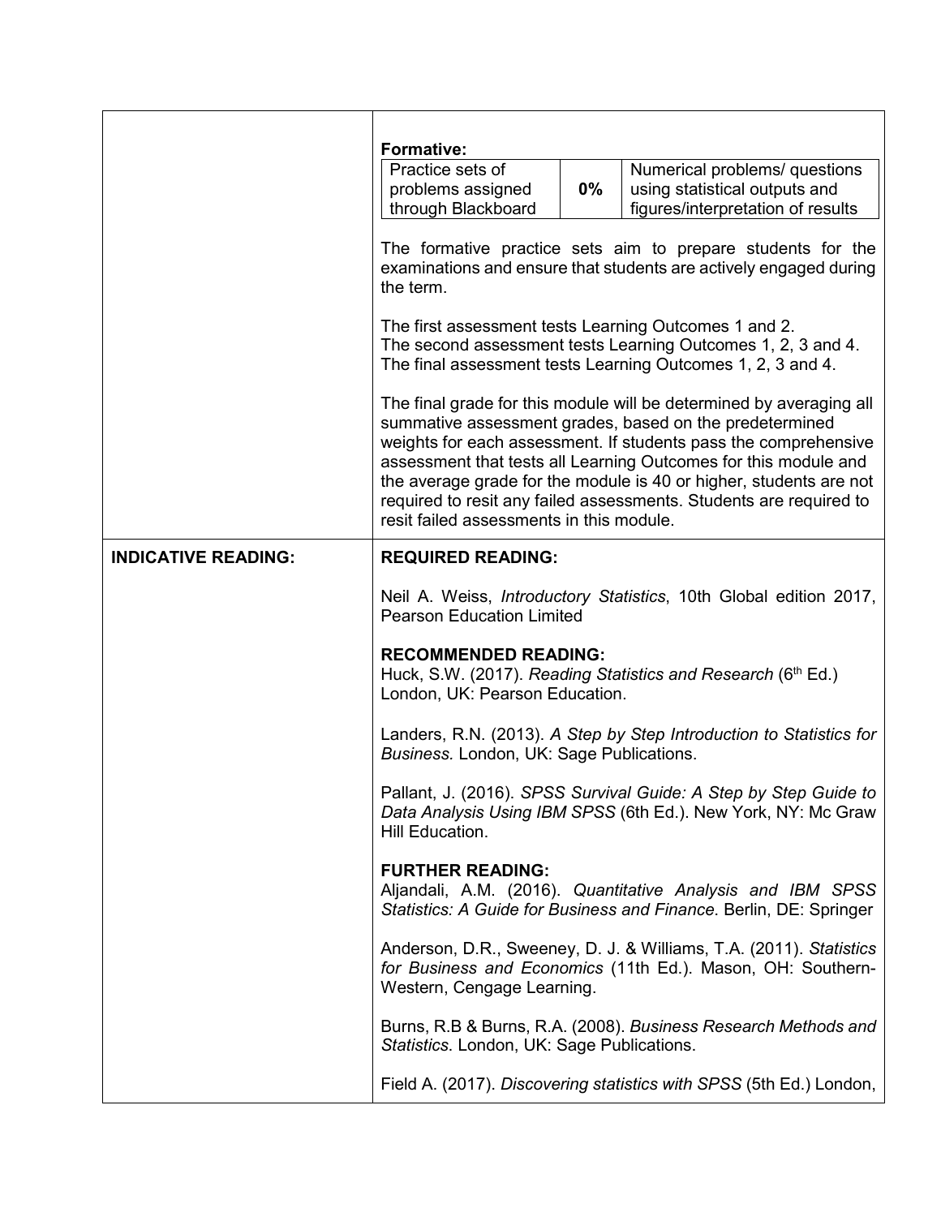| | |
|---|---|
| | **Formative:**<br><br>\| Practice sets of problems assigned through Blackboard \| **0%** \| Numerical problems/ questions using statistical outputs and figures/interpretation of results \|<br><br>The formative practice sets aim to prepare students for the examinations and ensure that students are actively engaged during the term.<br><br>The first assessment tests Learning Outcomes 1 and 2.<br>The second assessment tests Learning Outcomes 1, 2, 3 and 4.<br>The final assessment tests Learning Outcomes 1, 2, 3 and 4.<br><br>The final grade for this module will be determined by averaging all summative assessment grades, based on the predetermined weights for each assessment. If students pass the comprehensive assessment that tests all Learning Outcomes for this module and the average grade for the module is 40 or higher, students are not required to resit any failed assessments. Students are required to resit failed assessments in this module. |
| **INDICATIVE READING:** | **REQUIRED READING:**<br><br>Neil A. Weiss, *Introductory Statistics*, 10th Global edition 2017, Pearson Education Limited<br><br>**RECOMMENDED READING:**<br>Huck, S.W. (2017). *Reading Statistics and Research* (6th Ed.) London, UK: Pearson Education.<br><br>Landers, R.N. (2013). *A Step by Step Introduction to Statistics for Business.* London, UK: Sage Publications.<br><br>Pallant, J. (2016). *SPSS Survival Guide: A Step by Step Guide to Data Analysis Using IBM SPSS* (6th Ed.). New York, NY: Mc Graw Hill Education.<br><br>**FURTHER READING:**<br>Aljandali, A.M. (2016). *Quantitative Analysis and IBM SPSS Statistics: A Guide for Business and Finance.* Berlin, DE: Springer<br><br>Anderson, D.R., Sweeney, D. J. & Williams, T.A. (2011). *Statistics for Business and Economics* (11th Ed.). Mason, OH: Southern-Western, Cengage Learning.<br><br>Burns, R.B & Burns, R.A. (2008). *Business Research Methods and Statistics*. London, UK: Sage Publications.<br><br>Field A. (2017). *Discovering statistics with SPSS* (5th Ed.) London, |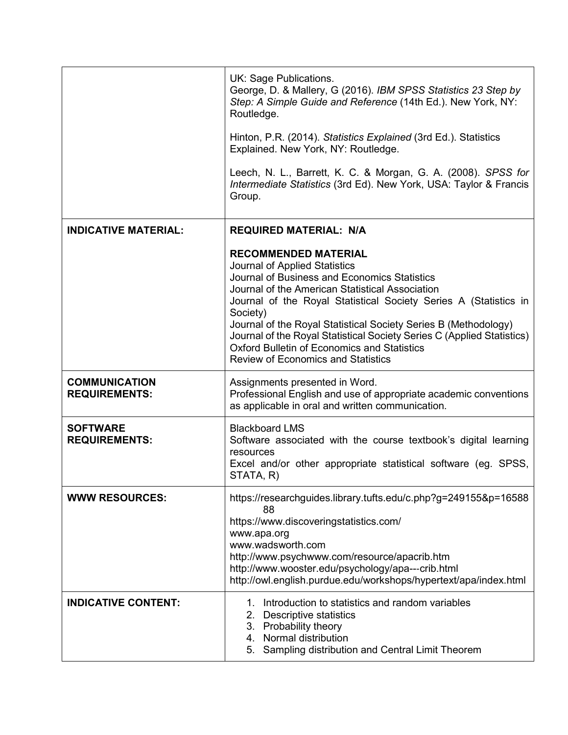| | |
|---|---|
| | UK: Sage Publications.<br>George, D. & Mallery, G (2016). *IBM SPSS Statistics 23 Step by Step: A Simple Guide and Reference* (14th Ed.). New York, NY: Routledge.<br><br>Hinton, P.R. (2014). *Statistics Explained* (3rd Ed.). Statistics Explained. New York, NY: Routledge.<br><br>Leech, N. L., Barrett, K. C. & Morgan, G. A. (2008). *SPSS for Intermediate Statistics* (3rd Ed). New York, USA: Taylor & Francis Group. |
| **INDICATIVE MATERIAL:** | **REQUIRED MATERIAL: N/A**<br><br>**RECOMMENDED MATERIAL**<br>Journal of Applied Statistics<br>Journal of Business and Economics Statistics<br>Journal of the American Statistical Association<br>Journal of the Royal Statistical Society Series A (Statistics in Society)<br>Journal of the Royal Statistical Society Series B (Methodology)<br>Journal of the Royal Statistical Society Series C (Applied Statistics)<br>Oxford Bulletin of Economics and Statistics<br>Review of Economics and Statistics |
| **COMMUNICATION REQUIREMENTS:** | Assignments presented in Word.<br>Professional English and use of appropriate academic conventions as applicable in oral and written communication. |
| **SOFTWARE REQUIREMENTS:** | Blackboard LMS<br>Software associated with the course textbook's digital learning resources<br>Excel and/or other appropriate statistical software (eg. SPSS, STATA, R) |
| **WWW RESOURCES:** | https://researchguides.library.tufts.edu/c.php?g=249155&p=1658888<br>https://www.discoveringstatistics.com/<br>www.apa.org<br>www.wadsworth.com<br>http://www.psychwww.com/resource/apacrib.htm<br>http://www.wooster.edu/psychology/apa---crib.html<br>http://owl.english.purdue.edu/workshops/hypertext/apa/index.html |
| **INDICATIVE CONTENT:** | 1. Introduction to statistics and random variables<br>2. Descriptive statistics<br>3. Probability theory<br>4. Normal distribution<br>5. Sampling distribution and Central Limit Theorem |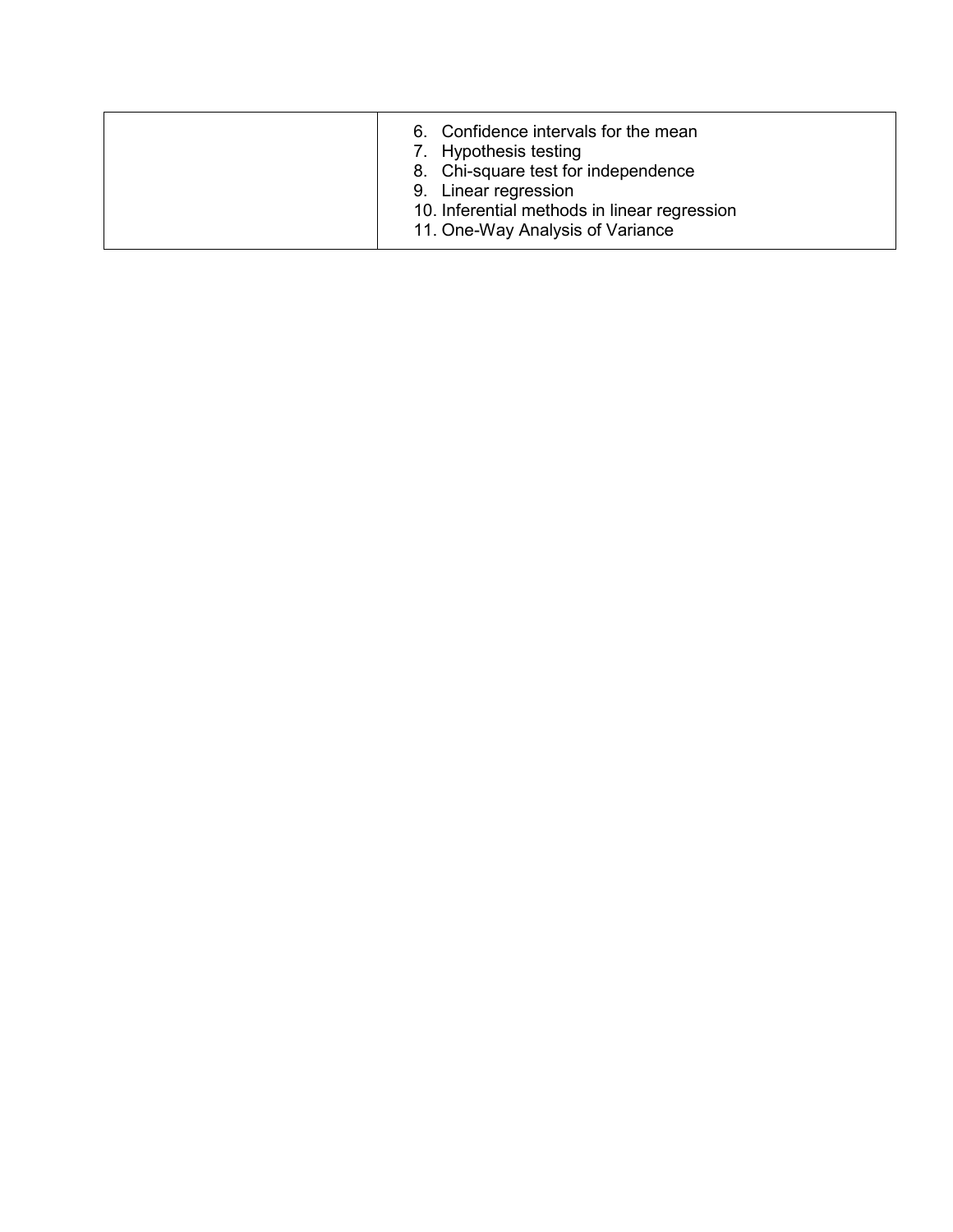| | |
|---|---|
| | 6. Confidence intervals for the mean<br>7. Hypothesis testing<br>8. Chi-square test for independence<br>9. Linear regression<br>10. Inferential methods in linear regression<br>11. One-Way Analysis of Variance |